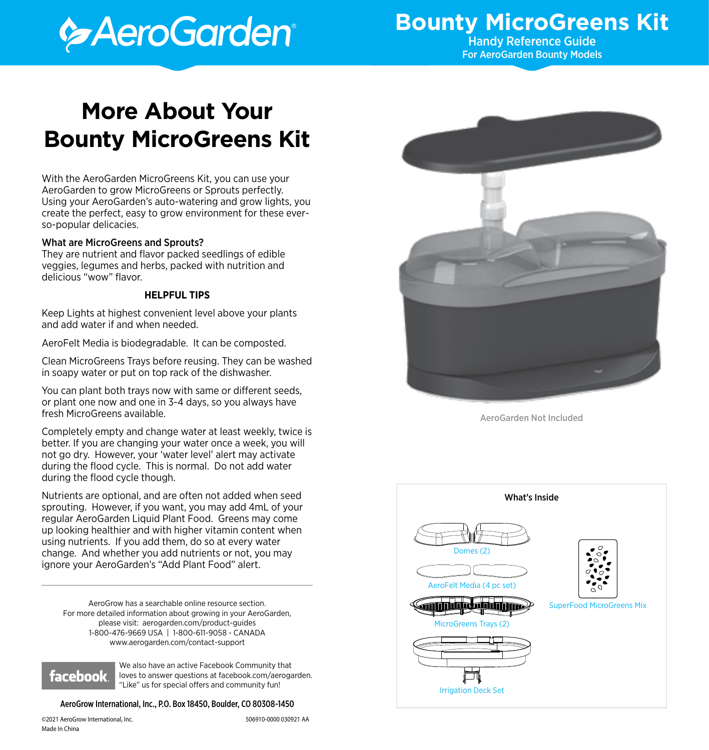AeroGarden

# Bounty MicroGreens Kit

Handy Reference Guide
For AeroGarden Bounty Models

## More About Your Bounty MicroGreens Kit

With the AeroGarden MicroGreens Kit, you can use your AeroGarden to grow MicroGreens or Sprouts perfectly. Using your AeroGarden's auto-watering and grow lights, you create the perfect, easy to grow environment for these ever-so-popular delicacies.

**What are MicroGreens and Sprouts?**
They are nutrient and flavor packed seedlings of edible veggies, legumes and herbs, packed with nutrition and delicious "wow" flavor.

**HELPFUL TIPS**

Keep Lights at highest convenient level above your plants and add water if and when needed.

AeroFelt Media is biodegradable. It can be composted.

Clean MicroGreens Trays before reusing. They can be washed in soapy water or put on top rack of the dishwasher.

You can plant both trays now with same or different seeds, or plant one now and one in 3-4 days, so you always have fresh MicroGreens available.

Completely empty and change water at least weekly, twice is better. If you are changing your water once a week, you will not go dry. However, your 'water level' alert may activate during the flood cycle. This is normal. Do not add water during the flood cycle though.

Nutrients are optional, and are often not added when seed sprouting. However, if you want, you may add 4mL of your regular AeroGarden Liquid Plant Food. Greens may come up looking healthier and with higher vitamin content when using nutrients. If you add them, do so at every water change. And whether you add nutrients or not, you may ignore your AeroGarden's "Add Plant Food" alert.

AeroGarden Not Included

**What's Inside**

- Domes (2)
- AeroFelt Media (4 pc set)
- MicroGreens Trays (2)
- Irrigation Deck Set
- SuperFood MicroGreens Mix

---

AeroGrow has a searchable online resource section.
For more detailed information about growing in your AeroGarden, please visit: aerogarden.com/product-guides
1-800-476-9669 USA | 1-800-611-9058 - CANADA
www.aerogarden.com/contact-support

facebook. We also have an active Facebook Community that loves to answer questions at facebook.com/aerogarden. "Like" us for special offers and community fun!

**AeroGrow International, Inc., P.O. Box 18450, Boulder, CO 80308-1450**

©2021 AeroGrow International, Inc.
Made In China

506910-0000 030921 AA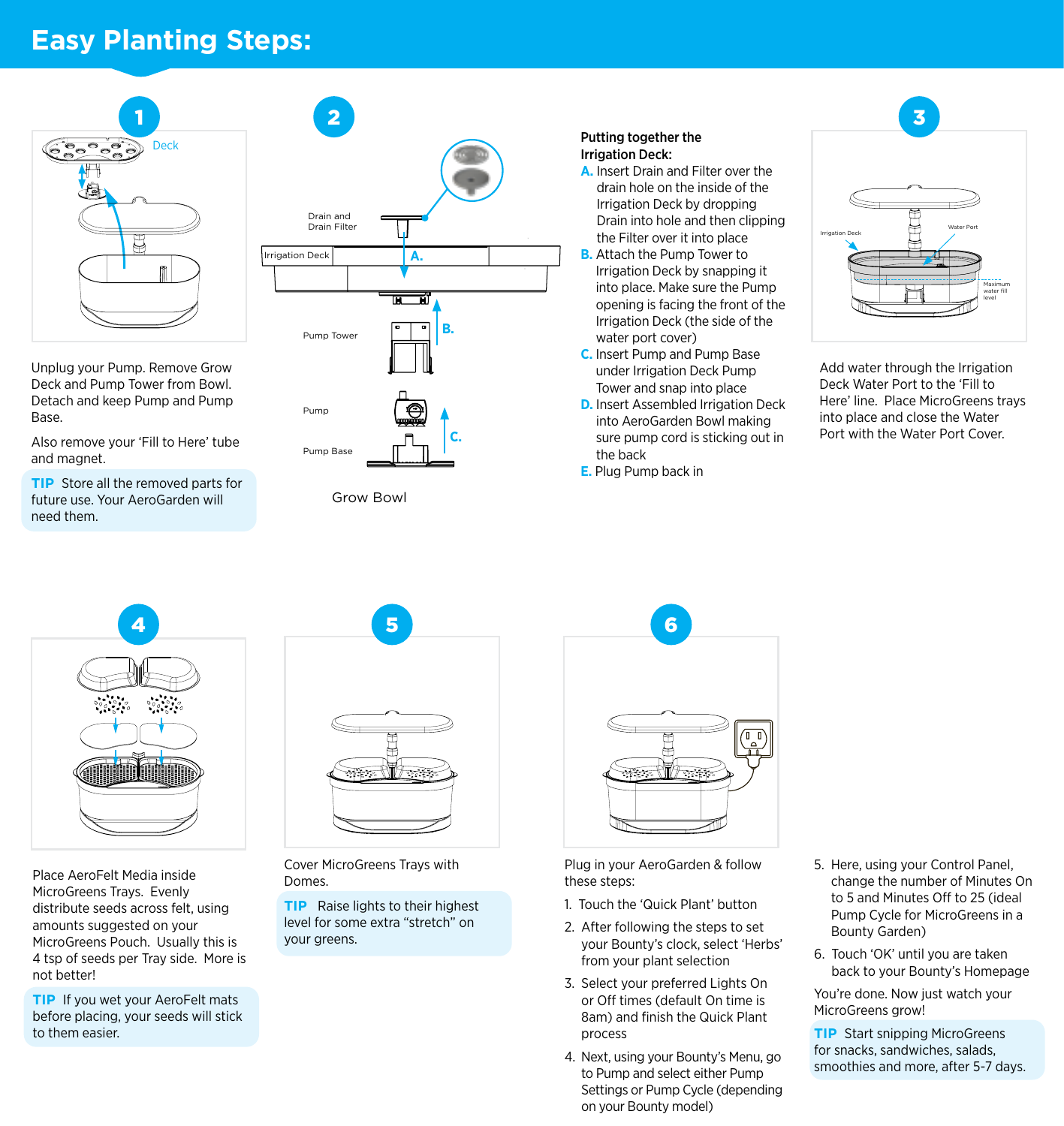# Easy Planting Steps:

## 1

Deck

Unplug your Pump. Remove Grow Deck and Pump Tower from Bowl. Detach and keep Pump and Pump Base.

Also remove your 'Fill to Here' tube and magnet.

**TIP** Store all the removed parts for future use. Your AeroGarden will need them.

## 2

Drain and Drain Filter

Irrigation Deck

A.

Pump Tower

B.

Pump

Pump Base

C.

Grow Bowl

**Putting together the Irrigation Deck:**

**A.** Insert Drain and Filter over the drain hole on the inside of the Irrigation Deck by dropping Drain into hole and then clipping the Filter over it into place

**B.** Attach the Pump Tower to Irrigation Deck by snapping it into place. Make sure the Pump opening is facing the front of the Irrigation Deck (the side of the water port cover)

**C.** Insert Pump and Pump Base under Irrigation Deck Pump Tower and snap into place

**D.** Insert Assembled Irrigation Deck into AeroGarden Bowl making sure pump cord is sticking out in the back

**E.** Plug Pump back in

## 3

Irrigation Deck

Water Port

Maximum water fill level

Add water through the Irrigation Deck Water Port to the 'Fill to Here' line. Place MicroGreens trays into place and close the Water Port with the Water Port Cover.

## 4

Place AeroFelt Media inside MicroGreens Trays. Evenly distribute seeds across felt, using amounts suggested on your MicroGreens Pouch. Usually this is 4 tsp of seeds per Tray side. More is not better!

**TIP** If you wet your AeroFelt mats before placing, your seeds will stick to them easier.

## 5

Cover MicroGreens Trays with Domes.

**TIP** Raise lights to their highest level for some extra "stretch" on your greens.

## 6

Plug in your AeroGarden & follow these steps:

1. Touch the 'Quick Plant' button
2. After following the steps to set your Bounty's clock, select 'Herbs' from your plant selection
3. Select your preferred Lights On or Off times (default On time is 8am) and finish the Quick Plant process
4. Next, using your Bounty's Menu, go to Pump and select either Pump Settings or Pump Cycle (depending on your Bounty model)
5. Here, using your Control Panel, change the number of Minutes On to 5 and Minutes Off to 25 (ideal Pump Cycle for MicroGreens in a Bounty Garden)
6. Touch 'OK' until you are taken back to your Bounty's Homepage

You're done. Now just watch your MicroGreens grow!

**TIP** Start snipping MicroGreens for snacks, sandwiches, salads, smoothies and more, after 5-7 days.